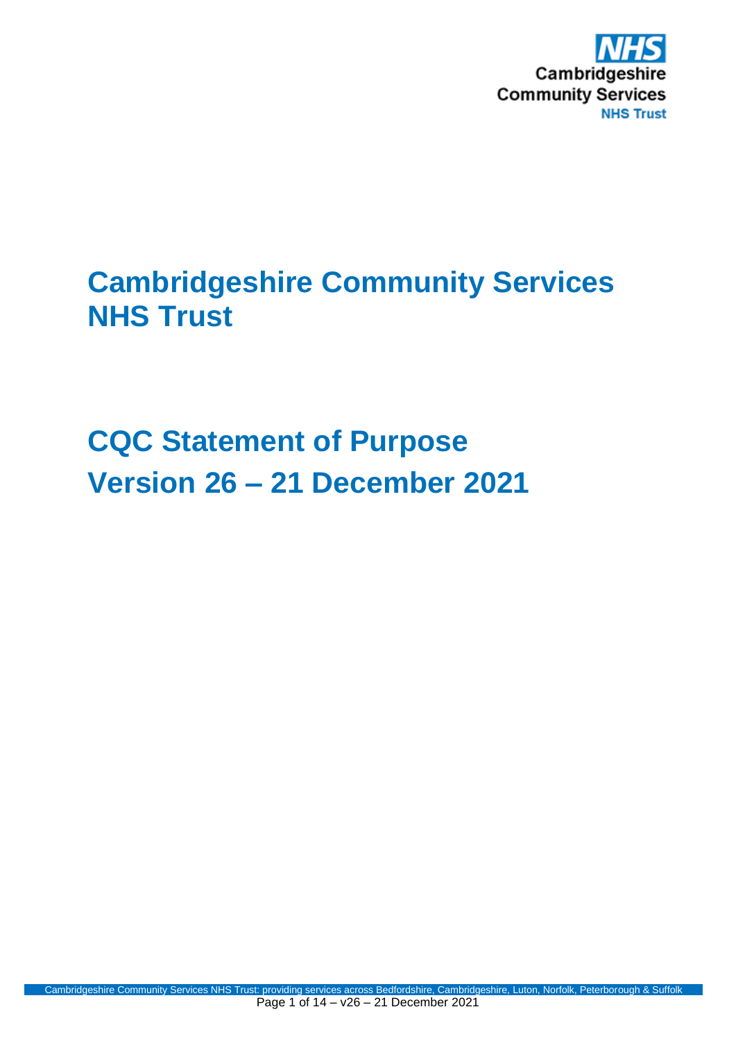NHS
Cambridgeshire Community Services
NHS Trust

# Cambridgeshire Community Services NHS Trust

# CQC Statement of Purpose
# Version 26 – 21 December 2021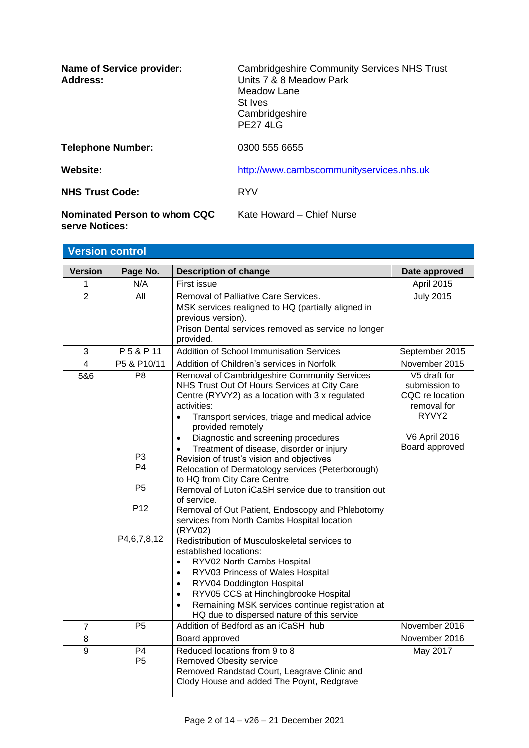**Name of Service provider:** Cambridgeshire Community Services NHS Trust

**Address:** Units 7 & 8 Meadow Park
Meadow Lane
St Ives
Cambridgeshire
PE27 4LG

**Telephone Number:** 0300 555 6655

**Website:** http://www.cambscommunityservices.nhs.uk

**NHS Trust Code:** RYV

**Nominated Person to whom CQC serve Notices:** Kate Howard – Chief Nurse

## Version control

| Version | Page No. | Description of change | Date approved |
|---|---|---|---|
| 1 | N/A | First issue | April 2015 |
| 2 | All | Removal of Palliative Care Services.<br>MSK services realigned to HQ (partially aligned in previous version).<br>Prison Dental services removed as service no longer provided. | July 2015 |
| 3 | P 5 & P 11 | Addition of School Immunisation Services | September 2015 |
| 4 | P5 & P10/11 | Addition of Children's services in Norfolk | November 2015 |
| 5&6 | P8<br><br><br><br><br><br><br>P3<br>P4<br><br>P5<br><br>P12<br><br><br>P4,6,7,8,12 | Removal of Cambridgeshire Community Services NHS Trust Out Of Hours Services at City Care Centre (RYVY2) as a location with 3 x regulated activities:<br>• Transport services, triage and medical advice provided remotely<br>• Diagnostic and screening procedures<br>• Treatment of disease, disorder or injury<br>Revision of trust's vision and objectives<br>Relocation of Dermatology services (Peterborough) to HQ from City Care Centre<br>Removal of Luton iCaSH service due to transition out of service.<br>Removal of Out Patient, Endoscopy and Phlebotomy services from North Cambs Hospital location (RYV02)<br>Redistribution of Musculoskeletal services to established locations:<br>• RYV02 North Cambs Hospital<br>• RYV03 Princess of Wales Hospital<br>• RYV04 Doddington Hospital<br>• RYV05 CCS at Hinchingbrooke Hospital<br>• Remaining MSK services continue registration at HQ due to dispersed nature of this service | V5 draft for submission to CQC re location removal for RYVY2<br><br>V6 April 2016 Board approved |
| 7 | P5 | Addition of Bedford as an iCaSH hub | November 2016 |
| 8 | | Board approved | November 2016 |
| 9 | P4<br>P5 | Reduced locations from 9 to 8<br>Removed Obesity service<br>Removed Randstad Court, Leagrave Clinic and Clody House and added The Poynt, Redgrave | May 2017 |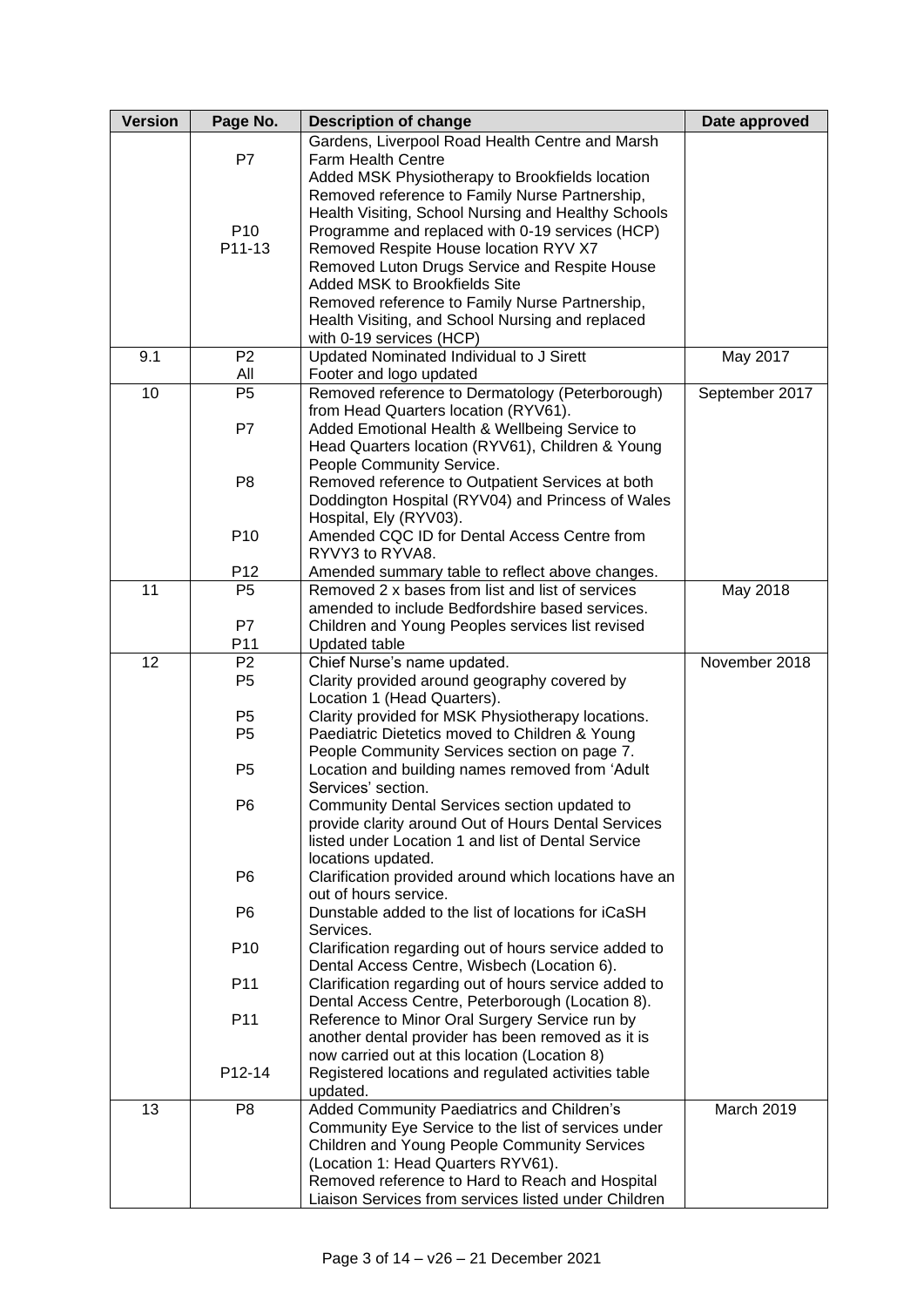| Version | Page No. | Description of change | Date approved |
|---|---|---|---|
| | P7<br><br>P10<br>P11-13 | Gardens, Liverpool Road Health Centre and Marsh Farm Health Centre<br>Added MSK Physiotherapy to Brookfields location<br>Removed reference to Family Nurse Partnership, Health Visiting, School Nursing and Healthy Schools Programme and replaced with 0-19 services (HCP)<br>Removed Respite House location RYV X7<br>Removed Luton Drugs Service and Respite House<br>Added MSK to Brookfields Site<br>Removed reference to Family Nurse Partnership, Health Visiting, and School Nursing and replaced with 0-19 services (HCP) | |
| 9.1 | P2<br>All | Updated Nominated Individual to J Sirett<br>Footer and logo updated | May 2017 |
| 10 | P5<br><br>P7<br><br><br>P8<br><br><br>P10<br><br>P12 | Removed reference to Dermatology (Peterborough) from Head Quarters location (RYV61).<br>Added Emotional Health & Wellbeing Service to Head Quarters location (RYV61), Children & Young People Community Service.<br>Removed reference to Outpatient Services at both Doddington Hospital (RYV04) and Princess of Wales Hospital, Ely (RYV03).<br>Amended CQC ID for Dental Access Centre from RYVY3 to RYVA8.<br>Amended summary table to reflect above changes. | September 2017 |
| 11 | P5<br><br>P7<br>P11 | Removed 2 x bases from list and list of services amended to include Bedfordshire based services.<br>Children and Young Peoples services list revised<br>Updated table | May 2018 |
| 12 | P2<br>P5<br><br>P5<br>P5<br><br>P5<br><br>P6<br><br><br><br>P6<br><br>P6<br><br>P10<br><br>P11<br><br>P11<br><br><br>P12-14 | Chief Nurse's name updated.<br>Clarity provided around geography covered by Location 1 (Head Quarters).<br>Clarity provided for MSK Physiotherapy locations.<br>Paediatric Dietetics moved to Children & Young People Community Services section on page 7.<br>Location and building names removed from 'Adult Services' section.<br>Community Dental Services section updated to provide clarity around Out of Hours Dental Services listed under Location 1 and list of Dental Service locations updated.<br>Clarification provided around which locations have an out of hours service.<br>Dunstable added to the list of locations for iCaSH Services.<br>Clarification regarding out of hours service added to Dental Access Centre, Wisbech (Location 6).<br>Clarification regarding out of hours service added to Dental Access Centre, Peterborough (Location 8).<br>Reference to Minor Oral Surgery Service run by another dental provider has been removed as it is now carried out at this location (Location 8)<br>Registered locations and regulated activities table updated. | November 2018 |
| 13 | P8 | Added Community Paediatrics and Children's Community Eye Service to the list of services under Children and Young People Community Services (Location 1: Head Quarters RYV61).<br>Removed reference to Hard to Reach and Hospital Liaison Services from services listed under Children | March 2019 |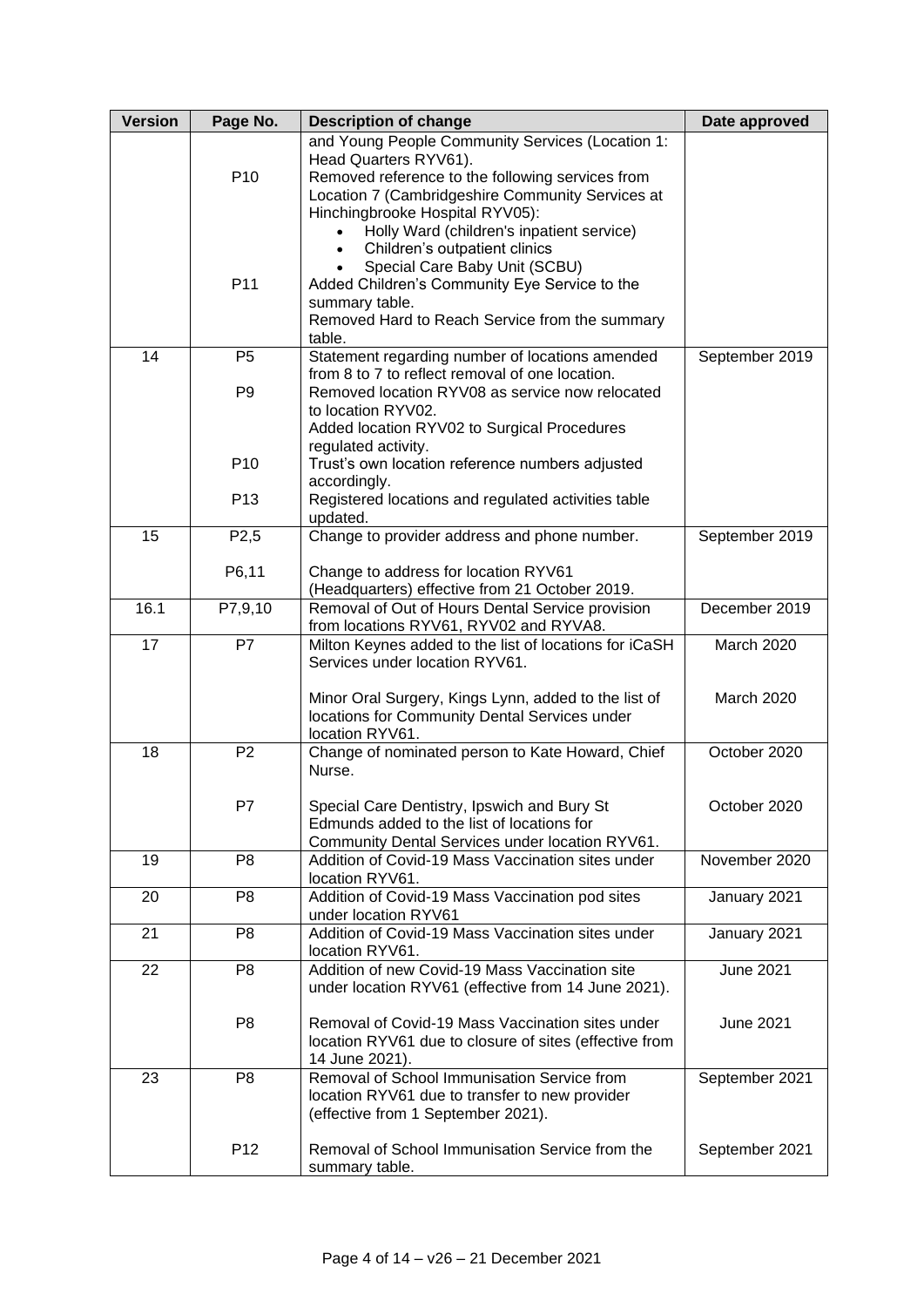| Version | Page No. | Description of change | Date approved |
|---|---|---|---|
| | P10<br><br><br><br><br><br>P11 | and Young People Community Services (Location 1: Head Quarters RYV61).<br>Removed reference to the following services from Location 7 (Cambridgeshire Community Services at Hinchingbrooke Hospital RYV05):<br>• Holly Ward (children's inpatient service)<br>• Children's outpatient clinics<br>• Special Care Baby Unit (SCBU)<br>Added Children's Community Eye Service to the summary table.<br>Removed Hard to Reach Service from the summary table. | |
| 14 | P5<br><br>P9<br><br><br><br>P10<br><br>P13 | Statement regarding number of locations amended from 8 to 7 to reflect removal of one location.<br>Removed location RYV08 as service now relocated to location RYV02.<br>Added location RYV02 to Surgical Procedures regulated activity.<br>Trust's own location reference numbers adjusted accordingly.<br>Registered locations and regulated activities table updated. | September 2019 |
| 15 | P2,5<br><br>P6,11 | Change to provider address and phone number.<br><br>Change to address for location RYV61 (Headquarters) effective from 21 October 2019. | September 2019 |
| 16.1 | P7,9,10 | Removal of Out of Hours Dental Service provision from locations RYV61, RYV02 and RYVA8. | December 2019 |
| 17 | P7 | Milton Keynes added to the list of locations for iCaSH Services under location RYV61.<br><br>Minor Oral Surgery, Kings Lynn, added to the list of locations for Community Dental Services under location RYV61. | March 2020<br><br><br>March 2020 |
| 18 | P2<br><br><br>P7 | Change of nominated person to Kate Howard, Chief Nurse.<br><br>Special Care Dentistry, Ipswich and Bury St Edmunds added to the list of locations for Community Dental Services under location RYV61. | October 2020<br><br><br>October 2020 |
| 19 | P8 | Addition of Covid-19 Mass Vaccination sites under location RYV61. | November 2020 |
| 20 | P8 | Addition of Covid-19 Mass Vaccination pod sites under location RYV61 | January 2021 |
| 21 | P8 | Addition of Covid-19 Mass Vaccination sites under location RYV61. | January 2021 |
| 22 | P8<br><br><br>P8 | Addition of new Covid-19 Mass Vaccination site under location RYV61 (effective from 14 June 2021).<br><br>Removal of Covid-19 Mass Vaccination sites under location RYV61 due to closure of sites (effective from 14 June 2021). | June 2021<br><br><br>June 2021 |
| 23 | P8<br><br><br><br>P12 | Removal of School Immunisation Service from location RYV61 due to transfer to new provider (effective from 1 September 2021).<br><br>Removal of School Immunisation Service from the summary table. | September 2021<br><br><br><br>September 2021 |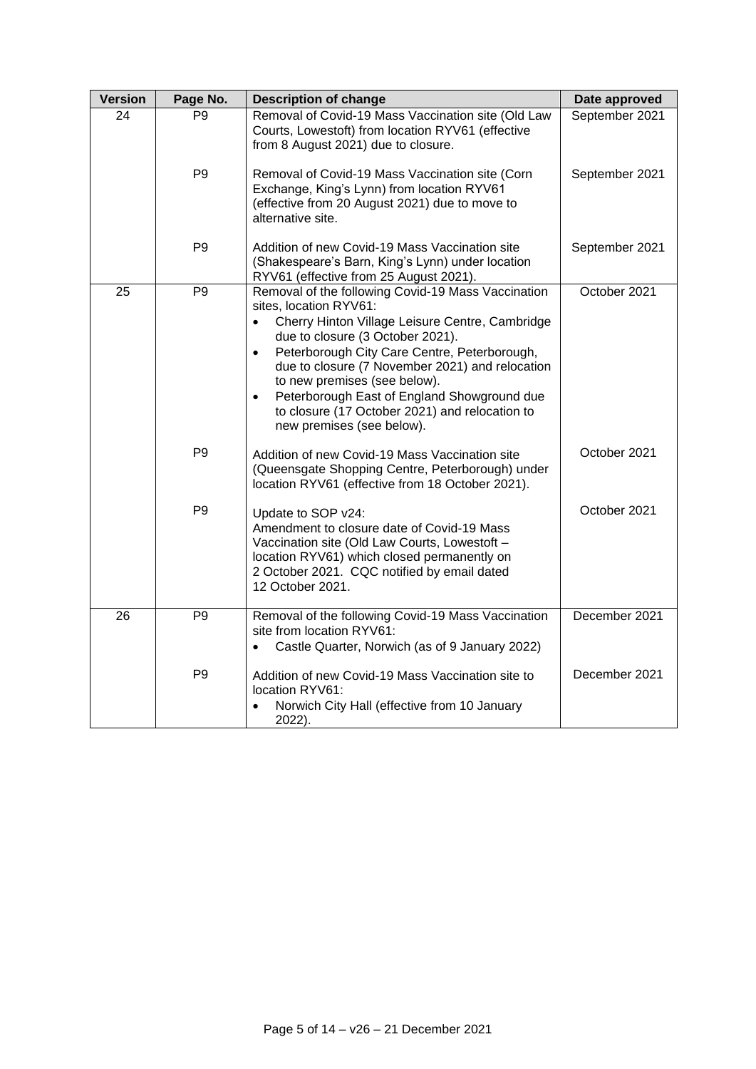| Version | Page No. | Description of change | Date approved |
|---|---|---|---|
| 24 | P9 | Removal of Covid-19 Mass Vaccination site (Old Law Courts, Lowestoft) from location RYV61 (effective from 8 August 2021) due to closure. | September 2021 |
| | P9 | Removal of Covid-19 Mass Vaccination site (Corn Exchange, King's Lynn) from location RYV61 (effective from 20 August 2021) due to move to alternative site. | September 2021 |
| | P9 | Addition of new Covid-19 Mass Vaccination site (Shakespeare's Barn, King's Lynn) under location RYV61 (effective from 25 August 2021). | September 2021 |
| 25 | P9 | Removal of the following Covid-19 Mass Vaccination sites, location RYV61:<br>• Cherry Hinton Village Leisure Centre, Cambridge due to closure (3 October 2021).<br>• Peterborough City Care Centre, Peterborough, due to closure (7 November 2021) and relocation to new premises (see below).<br>• Peterborough East of England Showground due to closure (17 October 2021) and relocation to new premises (see below). | October 2021 |
| | P9 | Addition of new Covid-19 Mass Vaccination site (Queensgate Shopping Centre, Peterborough) under location RYV61 (effective from 18 October 2021). | October 2021 |
| | P9 | Update to SOP v24:<br>Amendment to closure date of Covid-19 Mass Vaccination site (Old Law Courts, Lowestoft – location RYV61) which closed permanently on 2 October 2021. CQC notified by email dated 12 October 2021. | October 2021 |
| 26 | P9 | Removal of the following Covid-19 Mass Vaccination site from location RYV61:<br>• Castle Quarter, Norwich (as of 9 January 2022) | December 2021 |
| | P9 | Addition of new Covid-19 Mass Vaccination site to location RYV61:<br>• Norwich City Hall (effective from 10 January 2022). | December 2021 |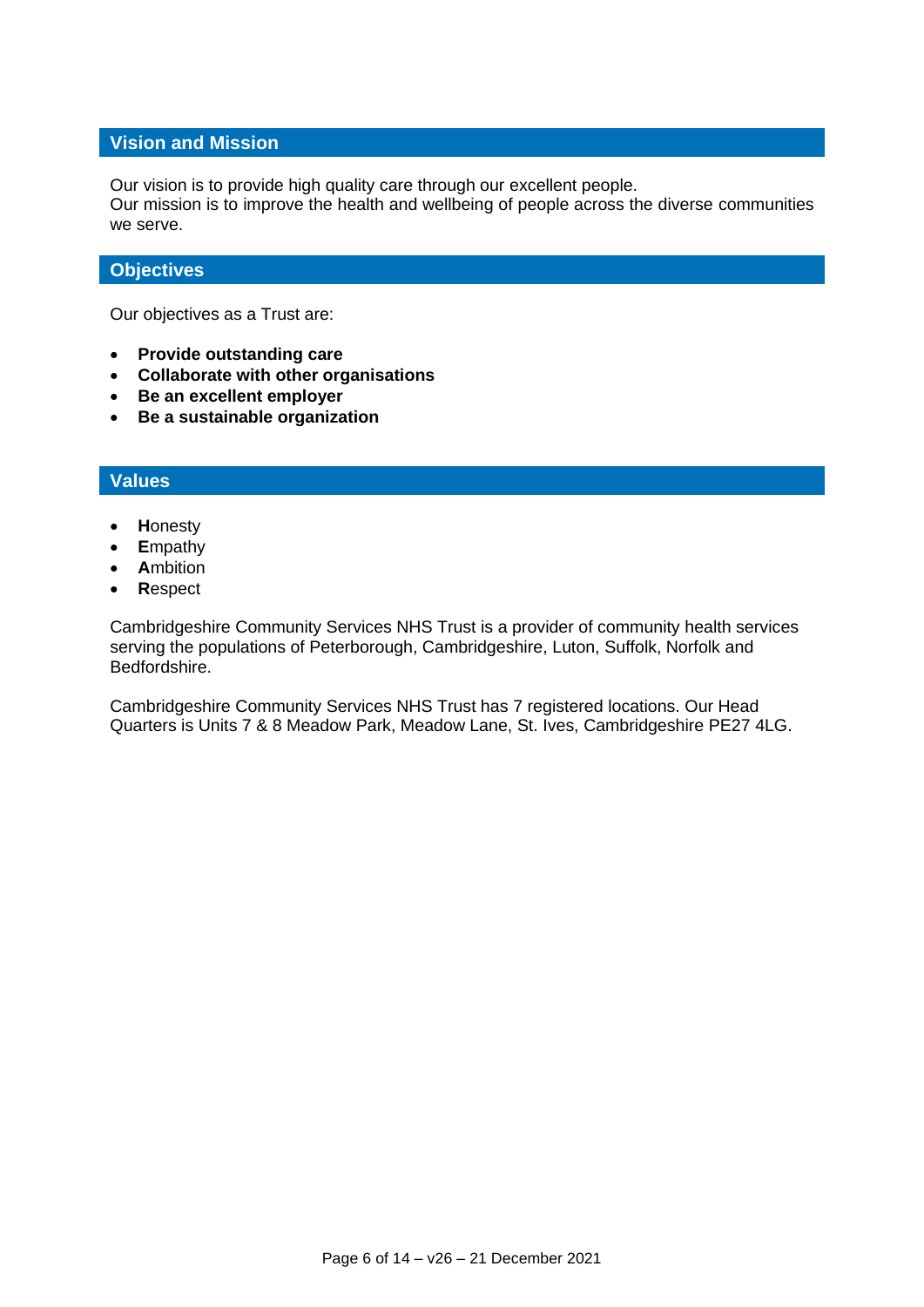## Vision and Mission

Our vision is to provide high quality care through our excellent people.
Our mission is to improve the health and wellbeing of people across the diverse communities we serve.

## Objectives

Our objectives as a Trust are:

- **Provide outstanding care**
- **Collaborate with other organisations**
- **Be an excellent employer**
- **Be a sustainable organization**

## Values

- **H**onesty
- **E**mpathy
- **A**mbition
- **R**espect

Cambridgeshire Community Services NHS Trust is a provider of community health services serving the populations of Peterborough, Cambridgeshire, Luton, Suffolk, Norfolk and Bedfordshire.

Cambridgeshire Community Services NHS Trust has 7 registered locations. Our Head Quarters is Units 7 & 8 Meadow Park, Meadow Lane, St. Ives, Cambridgeshire PE27 4LG.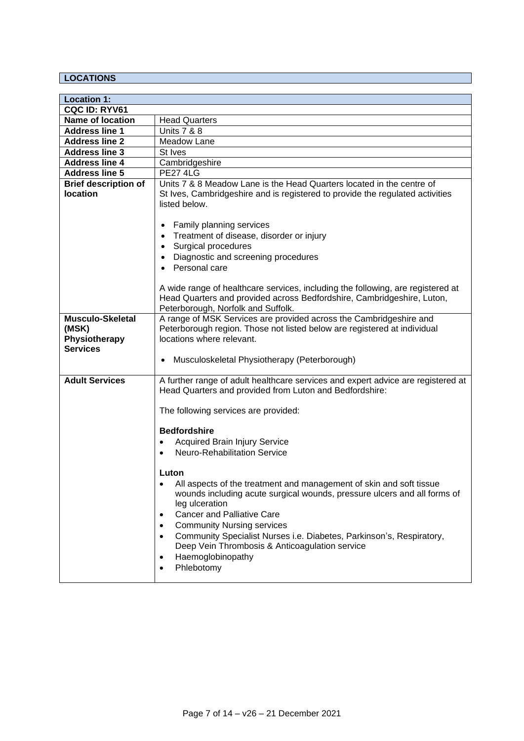## LOCATIONS

| Location 1: | |
|---|---|
| **CQC ID: RYV61** | |
| **Name of location** | Head Quarters |
| **Address line 1** | Units 7 & 8 |
| **Address line 2** | Meadow Lane |
| **Address line 3** | St Ives |
| **Address line 4** | Cambridgeshire |
| **Address line 5** | PE27 4LG |
| **Brief description of location** | Units 7 & 8 Meadow Lane is the Head Quarters located in the centre of St Ives, Cambridgeshire and is registered to provide the regulated activities listed below.<br><br>• Family planning services<br>• Treatment of disease, disorder or injury<br>• Surgical procedures<br>• Diagnostic and screening procedures<br>• Personal care<br><br>A wide range of healthcare services, including the following, are registered at Head Quarters and provided across Bedfordshire, Cambridgeshire, Luton, Peterborough, Norfolk and Suffolk. |
| **Musculo-Skeletal (MSK) Physiotherapy Services** | A range of MSK Services are provided across the Cambridgeshire and Peterborough region. Those not listed below are registered at individual locations where relevant.<br><br>• Musculoskeletal Physiotherapy (Peterborough) |
| **Adult Services** | A further range of adult healthcare services and expert advice are registered at Head Quarters and provided from Luton and Bedfordshire:<br><br>The following services are provided:<br><br>**Bedfordshire**<br>• Acquired Brain Injury Service<br>• Neuro-Rehabilitation Service<br><br>**Luton**<br>• All aspects of the treatment and management of skin and soft tissue wounds including acute surgical wounds, pressure ulcers and all forms of leg ulceration<br>• Cancer and Palliative Care<br>• Community Nursing services<br>• Community Specialist Nurses i.e. Diabetes, Parkinson's, Respiratory, Deep Vein Thrombosis & Anticoagulation service<br>• Haemoglobinopathy<br>• Phlebotomy |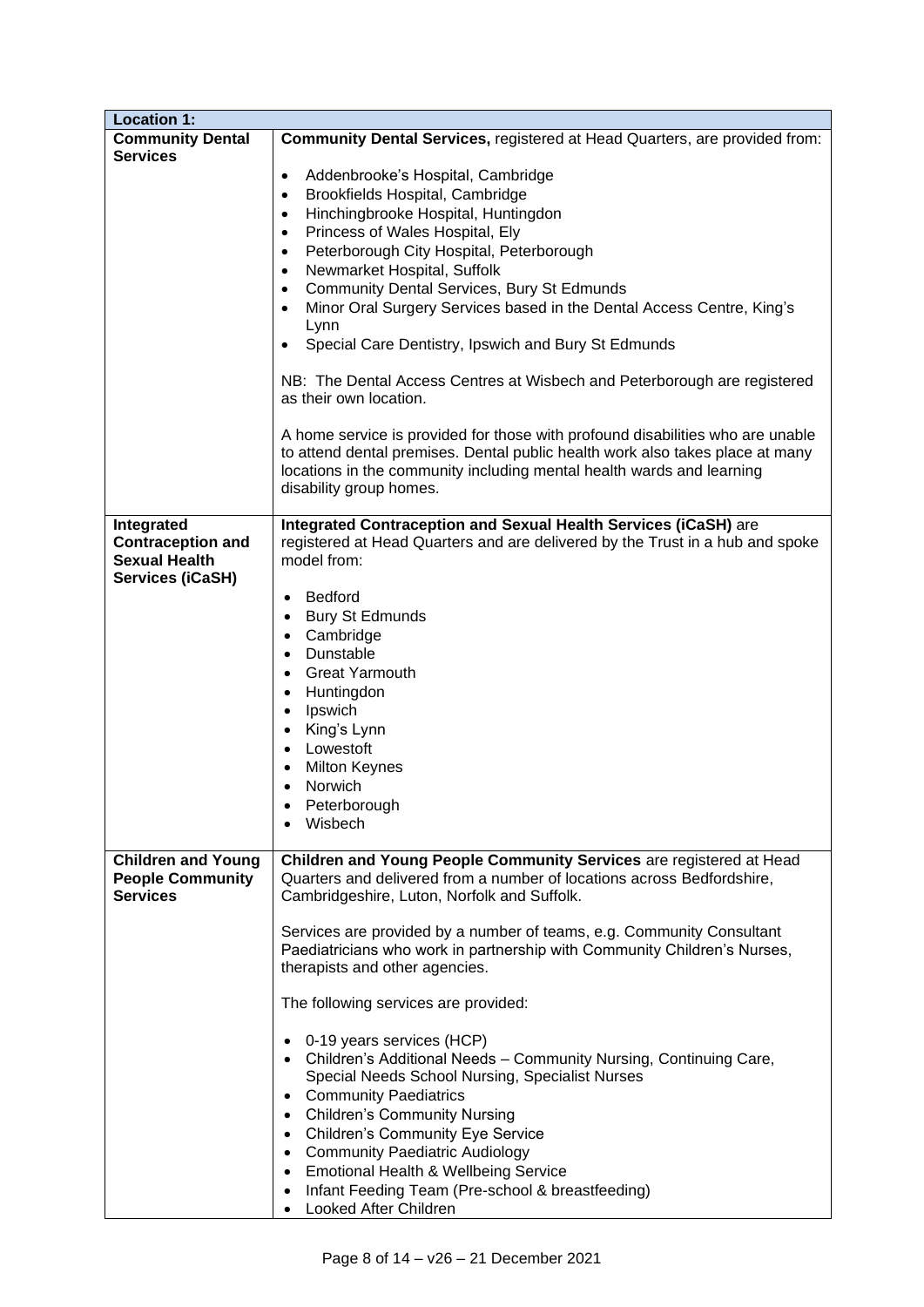| Location 1: | |
|---|---|
| **Community Dental Services** | **Community Dental Services,** registered at Head Quarters, are provided from:<br><br>• Addenbrooke's Hospital, Cambridge<br>• Brookfields Hospital, Cambridge<br>• Hinchingbrooke Hospital, Huntingdon<br>• Princess of Wales Hospital, Ely<br>• Peterborough City Hospital, Peterborough<br>• Newmarket Hospital, Suffolk<br>• Community Dental Services, Bury St Edmunds<br>• Minor Oral Surgery Services based in the Dental Access Centre, King's Lynn<br>• Special Care Dentistry, Ipswich and Bury St Edmunds<br><br>NB: The Dental Access Centres at Wisbech and Peterborough are registered as their own location.<br><br>A home service is provided for those with profound disabilities who are unable to attend dental premises. Dental public health work also takes place at many locations in the community including mental health wards and learning disability group homes. |
| **Integrated Contraception and Sexual Health Services (iCaSH)** | **Integrated Contraception and Sexual Health Services (iCaSH)** are registered at Head Quarters and are delivered by the Trust in a hub and spoke model from:<br><br>• Bedford<br>• Bury St Edmunds<br>• Cambridge<br>• Dunstable<br>• Great Yarmouth<br>• Huntingdon<br>• Ipswich<br>• King's Lynn<br>• Lowestoft<br>• Milton Keynes<br>• Norwich<br>• Peterborough<br>• Wisbech |
| **Children and Young People Community Services** | **Children and Young People Community Services** are registered at Head Quarters and delivered from a number of locations across Bedfordshire, Cambridgeshire, Luton, Norfolk and Suffolk.<br><br>Services are provided by a number of teams, e.g. Community Consultant Paediatricians who work in partnership with Community Children's Nurses, therapists and other agencies.<br><br>The following services are provided:<br><br>• 0-19 years services (HCP)<br>• Children's Additional Needs – Community Nursing, Continuing Care, Special Needs School Nursing, Specialist Nurses<br>• Community Paediatrics<br>• Children's Community Nursing<br>• Children's Community Eye Service<br>• Community Paediatric Audiology<br>• Emotional Health & Wellbeing Service<br>• Infant Feeding Team (Pre-school & breastfeeding)<br>• Looked After Children |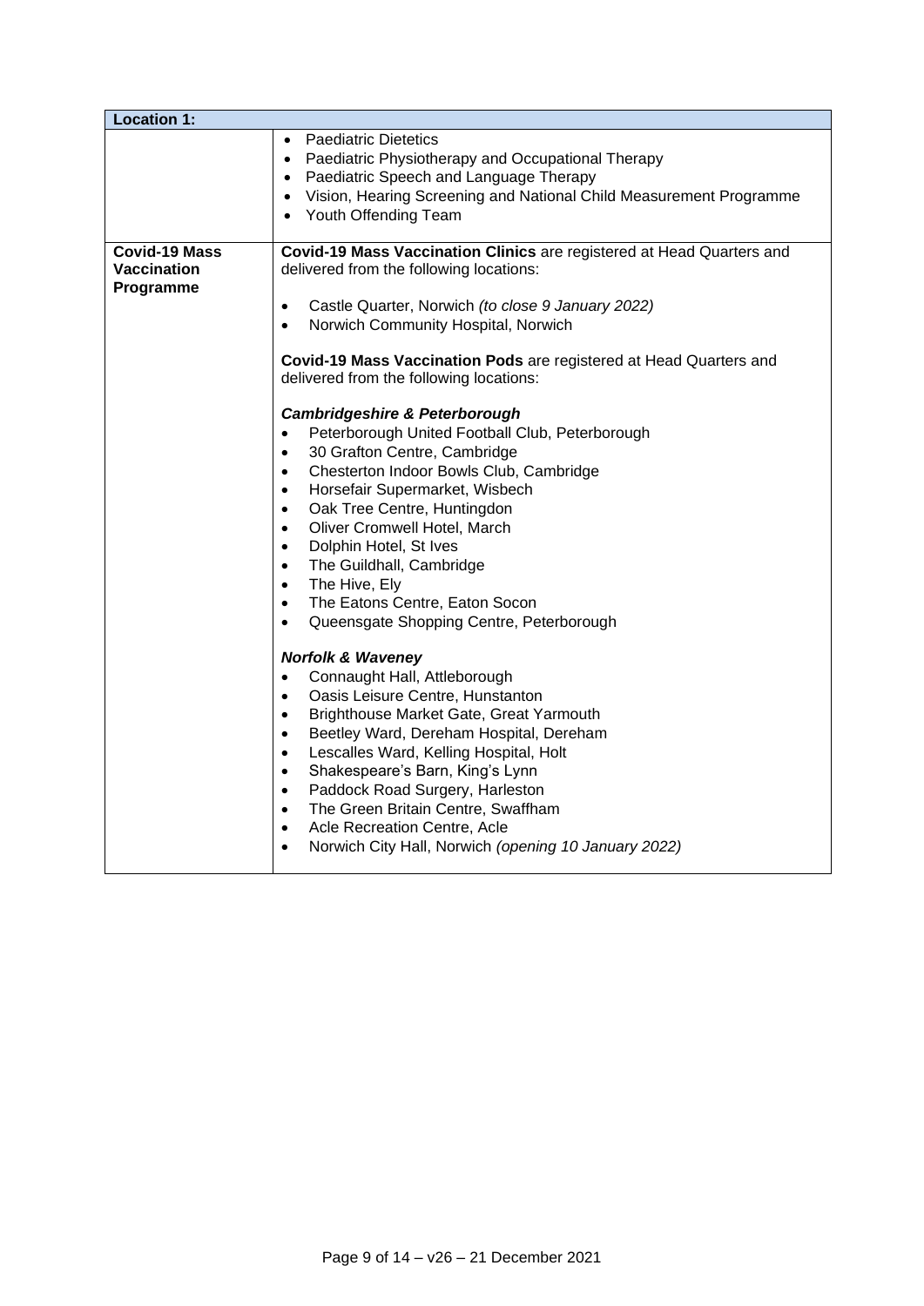| Location 1: | |
|---|---|
| | • Paediatric Dietetics<br>• Paediatric Physiotherapy and Occupational Therapy<br>• Paediatric Speech and Language Therapy<br>• Vision, Hearing Screening and National Child Measurement Programme<br>• Youth Offending Team |
| **Covid-19 Mass Vaccination Programme** | **Covid-19 Mass Vaccination Clinics** are registered at Head Quarters and delivered from the following locations:<br><br>• Castle Quarter, Norwich *(to close 9 January 2022)*<br>• Norwich Community Hospital, Norwich<br><br>**Covid-19 Mass Vaccination Pods** are registered at Head Quarters and delivered from the following locations:<br><br>***Cambridgeshire & Peterborough***<br>• Peterborough United Football Club, Peterborough<br>• 30 Grafton Centre, Cambridge<br>• Chesterton Indoor Bowls Club, Cambridge<br>• Horsefair Supermarket, Wisbech<br>• Oak Tree Centre, Huntingdon<br>• Oliver Cromwell Hotel, March<br>• Dolphin Hotel, St Ives<br>• The Guildhall, Cambridge<br>• The Hive, Ely<br>• The Eatons Centre, Eaton Socon<br>• Queensgate Shopping Centre, Peterborough<br><br>***Norfolk & Waveney***<br>• Connaught Hall, Attleborough<br>• Oasis Leisure Centre, Hunstanton<br>• Brighthouse Market Gate, Great Yarmouth<br>• Beetley Ward, Dereham Hospital, Dereham<br>• Lescalles Ward, Kelling Hospital, Holt<br>• Shakespeare's Barn, King's Lynn<br>• Paddock Road Surgery, Harleston<br>• The Green Britain Centre, Swaffham<br>• Acle Recreation Centre, Acle<br>• Norwich City Hall, Norwich *(opening 10 January 2022)* |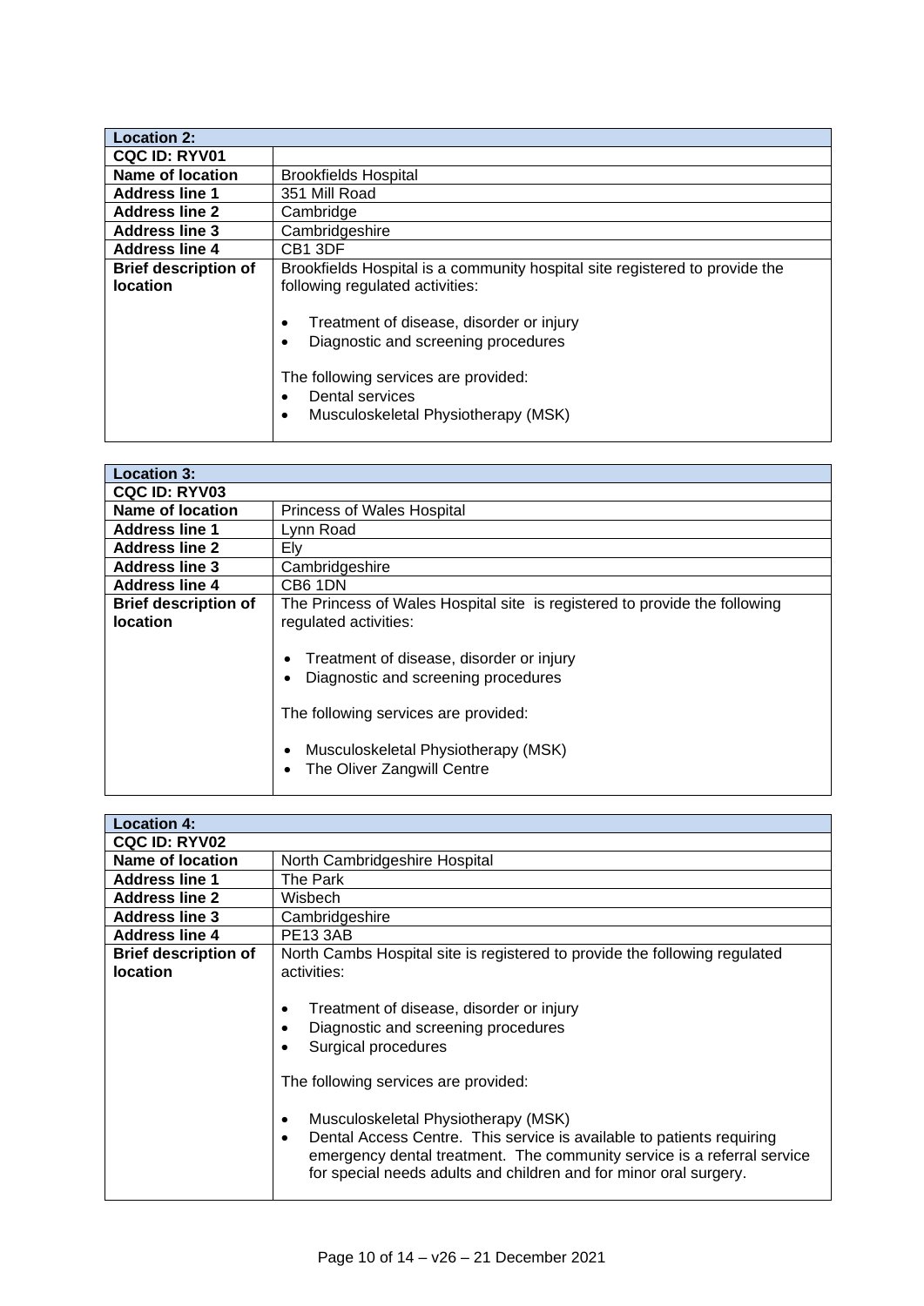| Location 2: | |
|---|---|
| CQC ID: RYV01 | |
| Name of location | Brookfields Hospital |
| Address line 1 | 351 Mill Road |
| Address line 2 | Cambridge |
| Address line 3 | Cambridgeshire |
| Address line 4 | CB1 3DF |
| Brief description of location | Brookfields Hospital is a community hospital site registered to provide the following regulated activities:<br><br>• Treatment of disease, disorder or injury<br>• Diagnostic and screening procedures<br><br>The following services are provided:<br>• Dental services<br>• Musculoskeletal Physiotherapy (MSK) |

| Location 3: | |
|---|---|
| CQC ID: RYV03 | |
| Name of location | Princess of Wales Hospital |
| Address line 1 | Lynn Road |
| Address line 2 | Ely |
| Address line 3 | Cambridgeshire |
| Address line 4 | CB6 1DN |
| Brief description of location | The Princess of Wales Hospital site is registered to provide the following regulated activities:<br><br>• Treatment of disease, disorder or injury<br>• Diagnostic and screening procedures<br><br>The following services are provided:<br><br>• Musculoskeletal Physiotherapy (MSK)<br>• The Oliver Zangwill Centre |

| Location 4: | |
|---|---|
| CQC ID: RYV02 | |
| Name of location | North Cambridgeshire Hospital |
| Address line 1 | The Park |
| Address line 2 | Wisbech |
| Address line 3 | Cambridgeshire |
| Address line 4 | PE13 3AB |
| Brief description of location | North Cambs Hospital site is registered to provide the following regulated activities:<br><br>• Treatment of disease, disorder or injury<br>• Diagnostic and screening procedures<br>• Surgical procedures<br><br>The following services are provided:<br><br>• Musculoskeletal Physiotherapy (MSK)<br>• Dental Access Centre. This service is available to patients requiring emergency dental treatment. The community service is a referral service for special needs adults and children and for minor oral surgery. |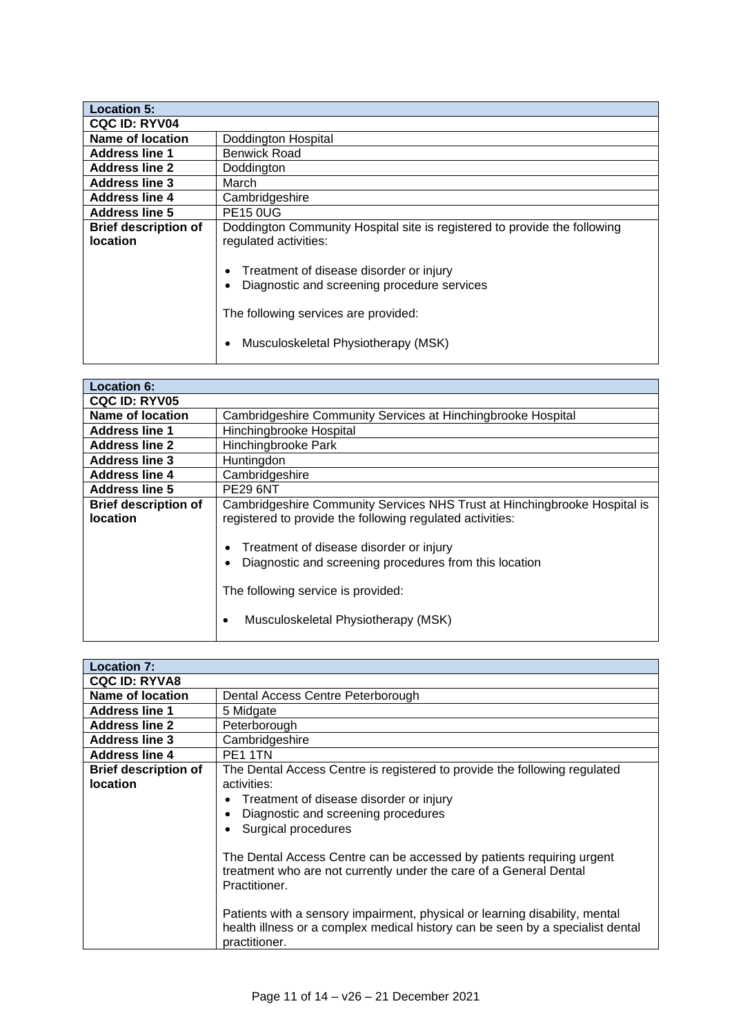| Location 5: | |
|---|---|
| **CQC ID: RYV04** | |
| **Name of location** | Doddington Hospital |
| **Address line 1** | Benwick Road |
| **Address line 2** | Doddington |
| **Address line 3** | March |
| **Address line 4** | Cambridgeshire |
| **Address line 5** | PE15 0UG |
| **Brief description of location** | Doddington Community Hospital site is registered to provide the following regulated activities:<br><br>• Treatment of disease disorder or injury<br>• Diagnostic and screening procedure services<br><br>The following services are provided:<br><br>• Musculoskeletal Physiotherapy (MSK) |

| Location 6: | |
|---|---|
| **CQC ID: RYV05** | |
| **Name of location** | Cambridgeshire Community Services at Hinchingbrooke Hospital |
| **Address line 1** | Hinchingbrooke Hospital |
| **Address line 2** | Hinchingbrooke Park |
| **Address line 3** | Huntingdon |
| **Address line 4** | Cambridgeshire |
| **Address line 5** | PE29 6NT |
| **Brief description of location** | Cambridgeshire Community Services NHS Trust at Hinchingbrooke Hospital is registered to provide the following regulated activities:<br><br>• Treatment of disease disorder or injury<br>• Diagnostic and screening procedures from this location<br><br>The following service is provided:<br><br>• Musculoskeletal Physiotherapy (MSK) |

| Location 7: | |
|---|---|
| **CQC ID: RYVA8** | |
| **Name of location** | Dental Access Centre Peterborough |
| **Address line 1** | 5 Midgate |
| **Address line 2** | Peterborough |
| **Address line 3** | Cambridgeshire |
| **Address line 4** | PE1 1TN |
| **Brief description of location** | The Dental Access Centre is registered to provide the following regulated activities:<br>• Treatment of disease disorder or injury<br>• Diagnostic and screening procedures<br>• Surgical procedures<br><br>The Dental Access Centre can be accessed by patients requiring urgent treatment who are not currently under the care of a General Dental Practitioner.<br><br>Patients with a sensory impairment, physical or learning disability, mental health illness or a complex medical history can be seen by a specialist dental practitioner. |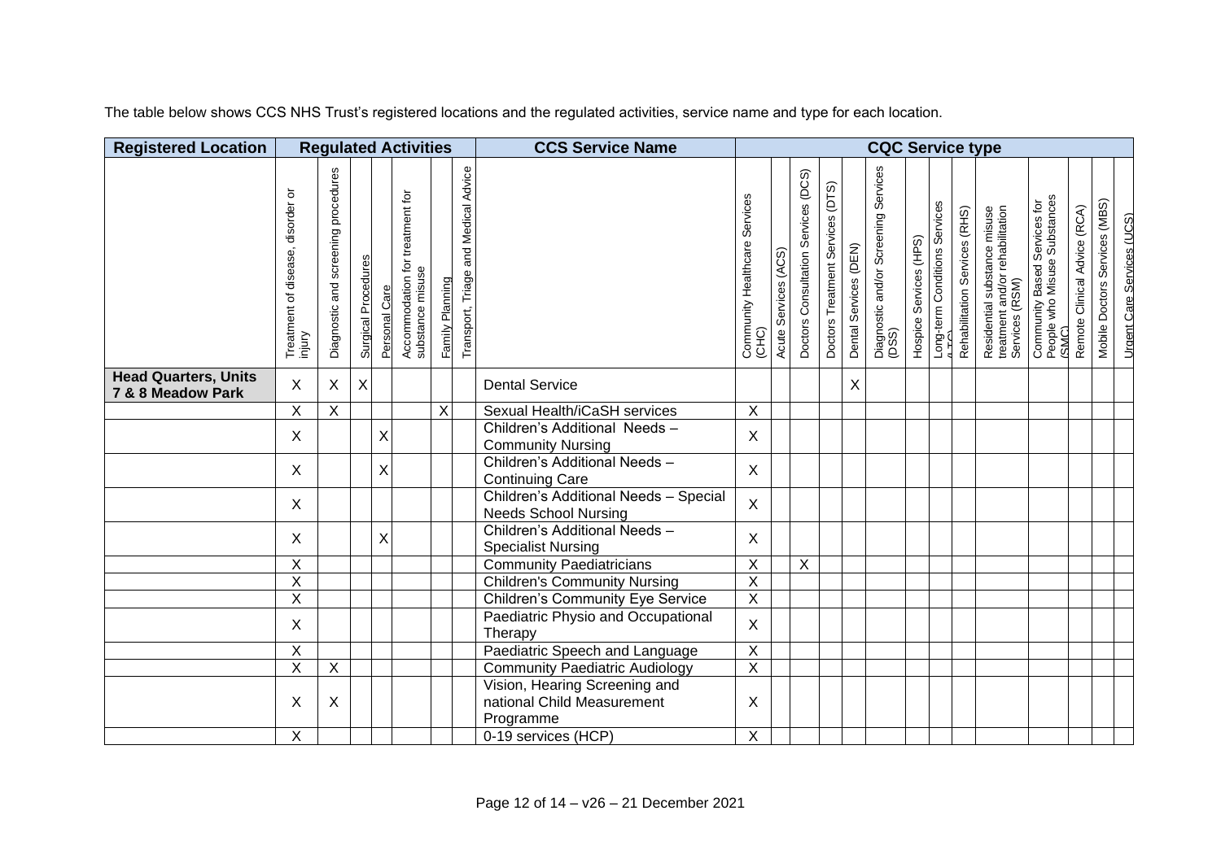The table below shows CCS NHS Trust's registered locations and the regulated activities, service name and type for each location.

| Registered Location | Regulated Activities | | | | | | | CCS Service Name | CQC Service type | | | | | | | | | | | | | | | |
|---|---|---|---|---|---|---|---|---|---|---|---|---|---|---|---|---|---|---|---|---|---|---|---|---|
| | Treatment of disease, disorder or injury | Diagnostic and screening procedures | Surgical Procedures | Personal Care | Accommodation for treatment for substance misuse | Family Planning | Transport, Triage and Medical Advice | | Community Healthcare Services (CHC) | Acute Services (ACS) | Doctors Consultation Services (DCS) | Doctors Treatment Services (DTS) | Dental Services (DEN) | Diagnostic and/or Screening Services (DSS) | Hospice Services (HPS) | Long-term Conditions Services (LTC) | Rehabilitation Services (RHS) | Residential substance misuse treatment and/or rehabilitation Services (RSM) | Community Based Services for People who Misuse Substances (SMC) | Remote Clinical Advice (RCA) | Mobile Doctors Services (MBS) | Urgent Care Services (UCS) |
| **Head Quarters, Units 7 & 8 Meadow Park** | X | X | X | | | | | Dental Service | | | | | X | | | | | | | | | |
| | X | X | | | | X | | Sexual Health/iCaSH services | X | | | | | | | | | | | | | |
| | X | | | X | | | | Children's Additional Needs – Community Nursing | X | | | | | | | | | | | | | |
| | X | | | X | | | | Children's Additional Needs – Continuing Care | X | | | | | | | | | | | | | |
| | X | | | | | | | Children's Additional Needs – Special Needs School Nursing | X | | | | | | | | | | | | | |
| | X | | | X | | | | Children's Additional Needs – Specialist Nursing | X | | | | | | | | | | | | | |
| | X | | | | | | | Community Paediatricians | X | | X | | | | | | | | | | | |
| | X | | | | | | | Children's Community Nursing | X | | | | | | | | | | | | | |
| | X | | | | | | | Children's Community Eye Service | X | | | | | | | | | | | | | |
| | X | | | | | | | Paediatric Physio and Occupational Therapy | X | | | | | | | | | | | | | |
| | X | | | | | | | Paediatric Speech and Language | X | | | | | | | | | | | | | |
| | X | X | | | | | | Community Paediatric Audiology | X | | | | | | | | | | | | | |
| | X | X | | | | | | Vision, Hearing Screening and national Child Measurement Programme | X | | | | | | | | | | | | | |
| | X | | | | | | | 0-19 services (HCP) | X | | | | | | | | | | | | | |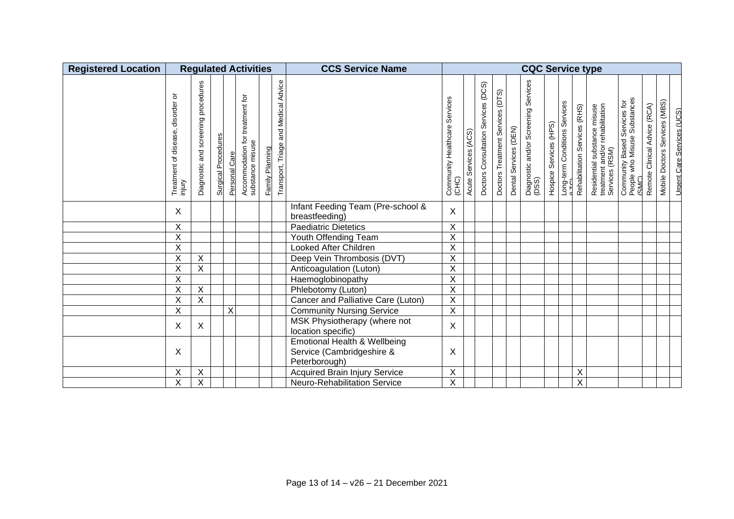| Registered Location | Regulated Activities | | | | | | | CCS Service Name | CQC Service type | | | | | | | | | | | | | | |
|---|---|---|---|---|---|---|---|---|---|---|---|---|---|---|---|---|---|---|---|---|---|---|---|
| | Treatment of disease, disorder or injury | Diagnostic and screening procedures | Surgical Procedures | Personal Care | Accommodation for treatment for substance misuse | Family Planning | Transport, Triage and Medical Advice | | Community Healthcare Services (CHC) | Acute Services (ACS) | Doctors Consultation Services (DCS) | Doctors Treatment Services (DTS) | Dental Services (DEN) | Diagnostic and/or Screening Services (DSS) | Hospice Services (HPS) | Long-term Conditions Services (LTC) | Rehabilitation Services (RHS) | Residential substance misuse treatment and/or rehabilitation Services (RSM) | Community Based Services for People who Misuse Substances (SMC) | Remote Clinical Advice (RCA) | Mobile Doctors Services (MBS) | Urgent Care Services (UCS) |
| | X | | | | | | | Infant Feeding Team (Pre-school & breastfeeding) | X | | | | | | | | | | | | | |
| | X | | | | | | | Paediatric Dietetics | X | | | | | | | | | | | | | |
| | X | | | | | | | Youth Offending Team | X | | | | | | | | | | | | | |
| | X | | | | | | | Looked After Children | X | | | | | | | | | | | | | |
| | X | X | | | | | | Deep Vein Thrombosis (DVT) | X | | | | | | | | | | | | | |
| | X | X | | | | | | Anticoagulation (Luton) | X | | | | | | | | | | | | | |
| | X | | | | | | | Haemoglobinopathy | X | | | | | | | | | | | | | |
| | X | X | | | | | | Phlebotomy (Luton) | X | | | | | | | | | | | | | |
| | X | X | | | | | | Cancer and Palliative Care (Luton) | X | | | | | | | | | | | | | |
| | X | | | X | | | | Community Nursing Service | X | | | | | | | | | | | | | |
| | X | X | | | | | | MSK Physiotherapy (where not location specific) | X | | | | | | | | | | | | | |
| | X | | | | | | | Emotional Health & Wellbeing Service (Cambridgeshire & Peterborough) | X | | | | | | | | | | | | | |
| | X | X | | | | | | Acquired Brain Injury Service | X | | | | | | | | X | | | | | |
| | X | X | | | | | | Neuro-Rehabilitation Service | X | | | | | | | | X | | | | | |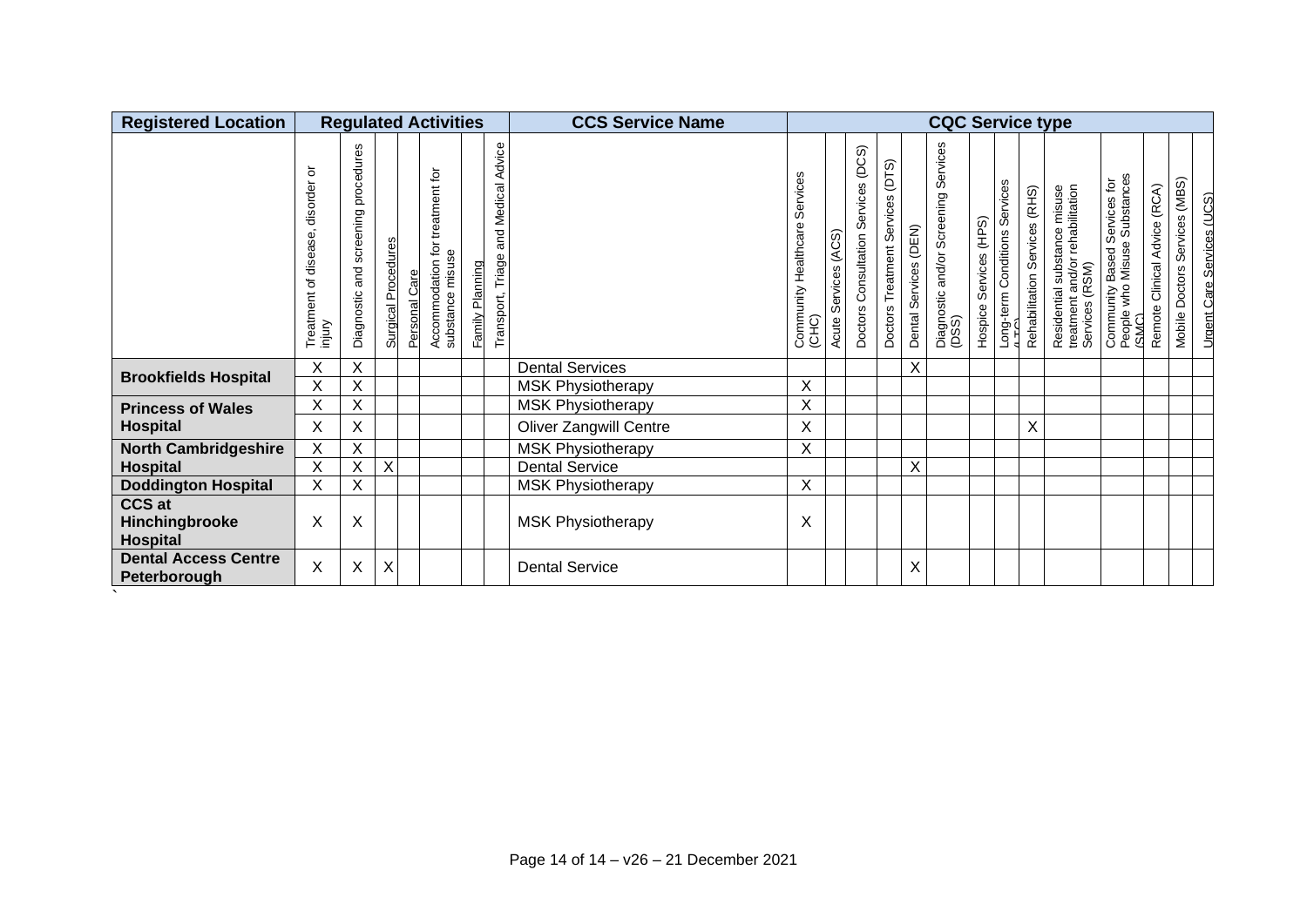| Registered Location | Regulated Activities | | | | | | | CCS Service Name | CQC Service type | | | | | | | | | | | | | | |
|---|---|---|---|---|---|---|---|---|---|---|---|---|---|---|---|---|---|---|---|---|---|---|---|
| | Treatment of disease, disorder or injury | Diagnostic and screening procedures | Surgical Procedures | Personal Care | Accommodation for treatment for substance misuse | Family Planning | Transport, Triage and Medical Advice | | Community Healthcare Services (CHC) | Acute Services (ACS) | Doctors Consultation Services (DCS) | Doctors Treatment Services (DTS) | Dental Services (DEN) | Diagnostic and/or Screening Services (DSS) | Hospice Services (HPS) | Long-term Conditions Services (LTC) | Rehabilitation Services (RHS) | Residential substance misuse treatment and/or rehabilitation Services (RSM) | Community Based Services for People who Misuse Substances (SMC) | Remote Clinical Advice (RCA) | Mobile Doctors Services (MBS) | Urgent Care Services (UCS) |
| **Brookfields Hospital** | X | X | | | | | | Dental Services | | | | | X | | | | | | | | | |
| | X | X | | | | | | MSK Physiotherapy | X | | | | | | | | | | | | | |
| **Princess of Wales Hospital** | X | X | | | | | | MSK Physiotherapy | X | | | | | | | | | | | | | |
| | X | X | | | | | | Oliver Zangwill Centre | X | | | | | | | | X | | | | | |
| **North Cambridgeshire Hospital** | X | X | | | | | | MSK Physiotherapy | X | | | | | | | | | | | | | |
| | X | X | X | | | | | Dental Service | | | | | X | | | | | | | | | |
| **Doddington Hospital** | X | X | | | | | | MSK Physiotherapy | X | | | | | | | | | | | | | |
| **CCS at Hinchingbrooke Hospital** | X | X | | | | | | MSK Physiotherapy | X | | | | | | | | | | | | | |
| **Dental Access Centre Peterborough** | X | X | X | | | | | Dental Service | | | | | X | | | | | | | | | |

`